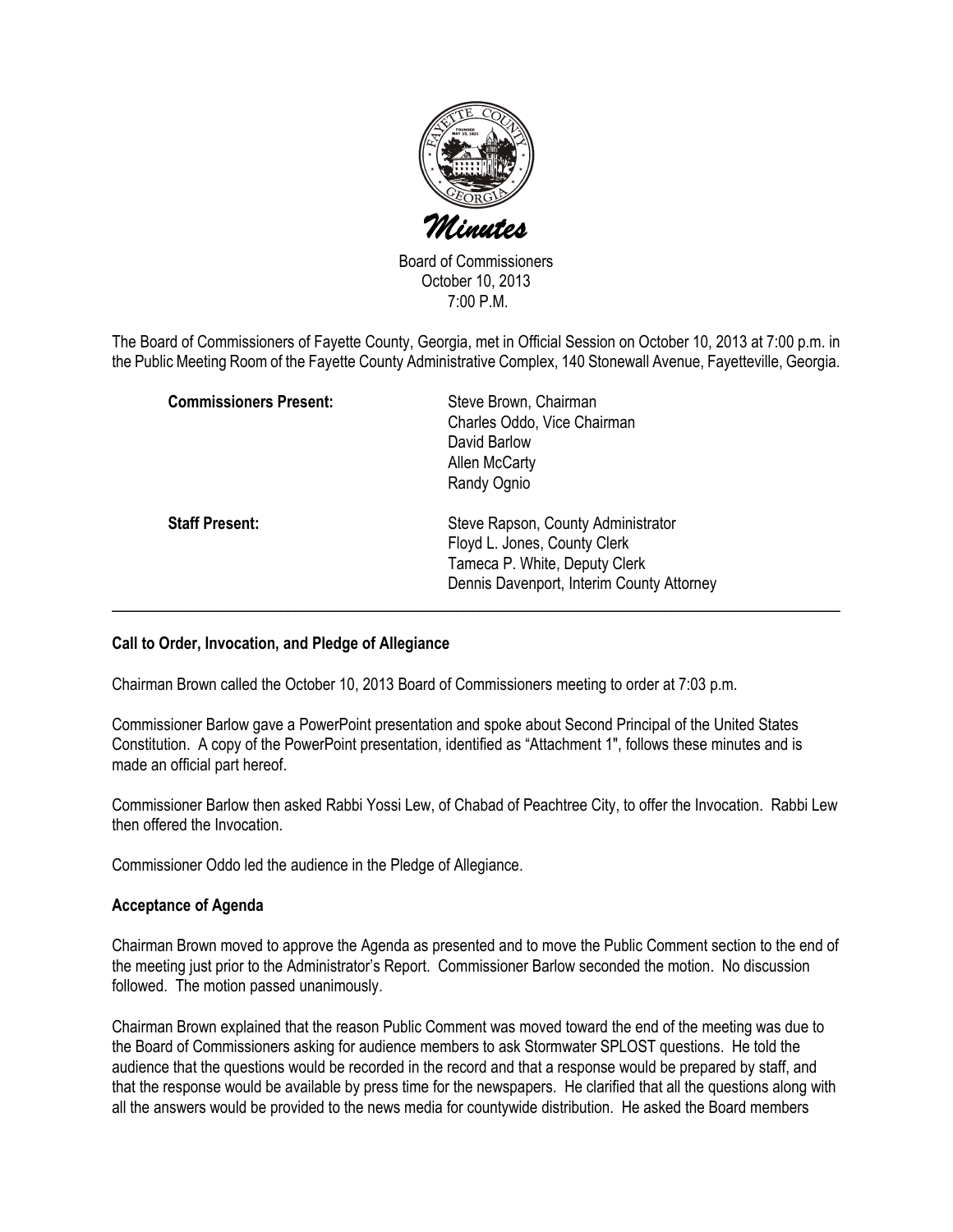# Minutes

Board of Commissioners
October 10, 2013
7:00 P.M.

The Board of Commissioners of Fayette County, Georgia, met in Official Session on October 10, 2013 at 7:00 p.m. in the Public Meeting Room of the Fayette County Administrative Complex, 140 Stonewall Avenue, Fayetteville, Georgia.

| | |
|---|---|
| **Commissioners Present:** | Steve Brown, Chairman<br>Charles Oddo, Vice Chairman<br>David Barlow<br>Allen McCarty<br>Randy Ognio |
| **Staff Present:** | Steve Rapson, County Administrator<br>Floyd L. Jones, County Clerk<br>Tameca P. White, Deputy Clerk<br>Dennis Davenport, Interim County Attorney |

---

**Call to Order, Invocation, and Pledge of Allegiance**

Chairman Brown called the October 10, 2013 Board of Commissioners meeting to order at 7:03 p.m.

Commissioner Barlow gave a PowerPoint presentation and spoke about Second Principal of the United States Constitution. A copy of the PowerPoint presentation, identified as "Attachment 1", follows these minutes and is made an official part hereof.

Commissioner Barlow then asked Rabbi Yossi Lew, of Chabad of Peachtree City, to offer the Invocation. Rabbi Lew then offered the Invocation.

Commissioner Oddo led the audience in the Pledge of Allegiance.

**Acceptance of Agenda**

Chairman Brown moved to approve the Agenda as presented and to move the Public Comment section to the end of the meeting just prior to the Administrator's Report. Commissioner Barlow seconded the motion. No discussion followed. The motion passed unanimously.

Chairman Brown explained that the reason Public Comment was moved toward the end of the meeting was due to the Board of Commissioners asking for audience members to ask Stormwater SPLOST questions. He told the audience that the questions would be recorded in the record and that a response would be prepared by staff, and that the response would be available by press time for the newspapers. He clarified that all the questions along with all the answers would be provided to the news media for countywide distribution. He asked the Board members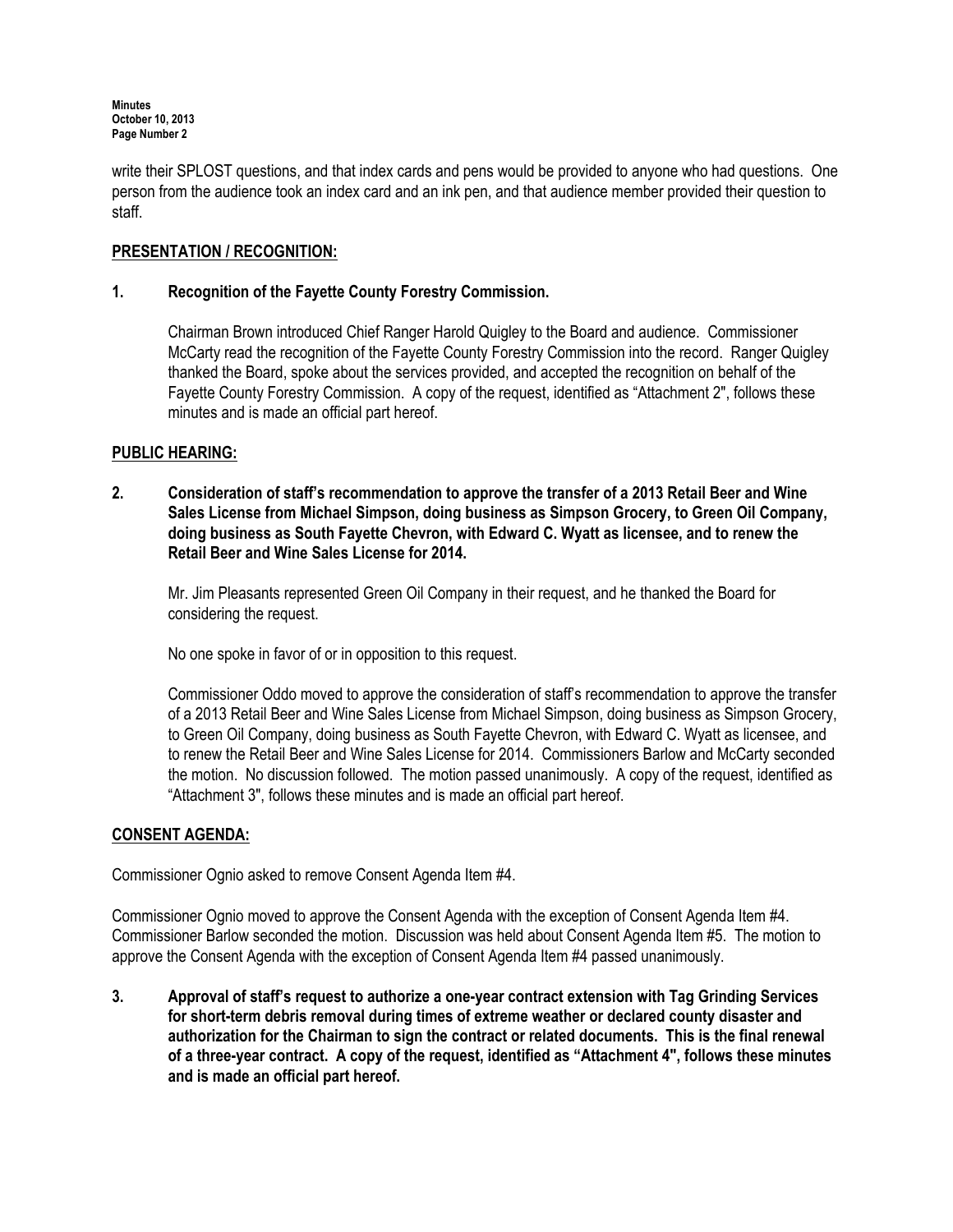write their SPLOST questions, and that index cards and pens would be provided to anyone who had questions. One person from the audience took an index card and an ink pen, and that audience member provided their question to staff.

## PRESENTATION / RECOGNITION:

**1. Recognition of the Fayette County Forestry Commission.**

Chairman Brown introduced Chief Ranger Harold Quigley to the Board and audience. Commissioner McCarty read the recognition of the Fayette County Forestry Commission into the record. Ranger Quigley thanked the Board, spoke about the services provided, and accepted the recognition on behalf of the Fayette County Forestry Commission. A copy of the request, identified as "Attachment 2", follows these minutes and is made an official part hereof.

## PUBLIC HEARING:

**2. Consideration of staff's recommendation to approve the transfer of a 2013 Retail Beer and Wine Sales License from Michael Simpson, doing business as Simpson Grocery, to Green Oil Company, doing business as South Fayette Chevron, with Edward C. Wyatt as licensee, and to renew the Retail Beer and Wine Sales License for 2014.**

Mr. Jim Pleasants represented Green Oil Company in their request, and he thanked the Board for considering the request.

No one spoke in favor of or in opposition to this request.

Commissioner Oddo moved to approve the consideration of staff's recommendation to approve the transfer of a 2013 Retail Beer and Wine Sales License from Michael Simpson, doing business as Simpson Grocery, to Green Oil Company, doing business as South Fayette Chevron, with Edward C. Wyatt as licensee, and to renew the Retail Beer and Wine Sales License for 2014. Commissioners Barlow and McCarty seconded the motion. No discussion followed. The motion passed unanimously. A copy of the request, identified as "Attachment 3", follows these minutes and is made an official part hereof.

## CONSENT AGENDA:

Commissioner Ognio asked to remove Consent Agenda Item #4.

Commissioner Ognio moved to approve the Consent Agenda with the exception of Consent Agenda Item #4. Commissioner Barlow seconded the motion. Discussion was held about Consent Agenda Item #5. The motion to approve the Consent Agenda with the exception of Consent Agenda Item #4 passed unanimously.

**3. Approval of staff's request to authorize a one-year contract extension with Tag Grinding Services for short-term debris removal during times of extreme weather or declared county disaster and authorization for the Chairman to sign the contract or related documents. This is the final renewal of a three-year contract. A copy of the request, identified as "Attachment 4", follows these minutes and is made an official part hereof.**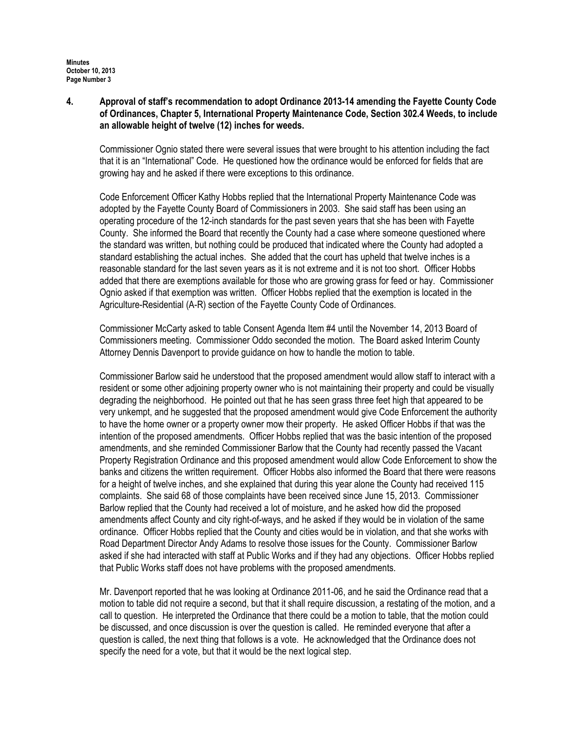**4. Approval of staff's recommendation to adopt Ordinance 2013-14 amending the Fayette County Code of Ordinances, Chapter 5, International Property Maintenance Code, Section 302.4 Weeds, to include an allowable height of twelve (12) inches for weeds.**

Commissioner Ognio stated there were several issues that were brought to his attention including the fact that it is an "International" Code. He questioned how the ordinance would be enforced for fields that are growing hay and he asked if there were exceptions to this ordinance.

Code Enforcement Officer Kathy Hobbs replied that the International Property Maintenance Code was adopted by the Fayette County Board of Commissioners in 2003. She said staff has been using an operating procedure of the 12-inch standards for the past seven years that she has been with Fayette County. She informed the Board that recently the County had a case where someone questioned where the standard was written, but nothing could be produced that indicated where the County had adopted a standard establishing the actual inches. She added that the court has upheld that twelve inches is a reasonable standard for the last seven years as it is not extreme and it is not too short. Officer Hobbs added that there are exemptions available for those who are growing grass for feed or hay. Commissioner Ognio asked if that exemption was written. Officer Hobbs replied that the exemption is located in the Agriculture-Residential (A-R) section of the Fayette County Code of Ordinances.

Commissioner McCarty asked to table Consent Agenda Item #4 until the November 14, 2013 Board of Commissioners meeting. Commissioner Oddo seconded the motion. The Board asked Interim County Attorney Dennis Davenport to provide guidance on how to handle the motion to table.

Commissioner Barlow said he understood that the proposed amendment would allow staff to interact with a resident or some other adjoining property owner who is not maintaining their property and could be visually degrading the neighborhood. He pointed out that he has seen grass three feet high that appeared to be very unkempt, and he suggested that the proposed amendment would give Code Enforcement the authority to have the home owner or a property owner mow their property. He asked Officer Hobbs if that was the intention of the proposed amendments. Officer Hobbs replied that was the basic intention of the proposed amendments, and she reminded Commissioner Barlow that the County had recently passed the Vacant Property Registration Ordinance and this proposed amendment would allow Code Enforcement to show the banks and citizens the written requirement. Officer Hobbs also informed the Board that there were reasons for a height of twelve inches, and she explained that during this year alone the County had received 115 complaints. She said 68 of those complaints have been received since June 15, 2013. Commissioner Barlow replied that the County had received a lot of moisture, and he asked how did the proposed amendments affect County and city right-of-ways, and he asked if they would be in violation of the same ordinance. Officer Hobbs replied that the County and cities would be in violation, and that she works with Road Department Director Andy Adams to resolve those issues for the County. Commissioner Barlow asked if she had interacted with staff at Public Works and if they had any objections. Officer Hobbs replied that Public Works staff does not have problems with the proposed amendments.

Mr. Davenport reported that he was looking at Ordinance 2011-06, and he said the Ordinance read that a motion to table did not require a second, but that it shall require discussion, a restating of the motion, and a call to question. He interpreted the Ordinance that there could be a motion to table, that the motion could be discussed, and once discussion is over the question is called. He reminded everyone that after a question is called, the next thing that follows is a vote. He acknowledged that the Ordinance does not specify the need for a vote, but that it would be the next logical step.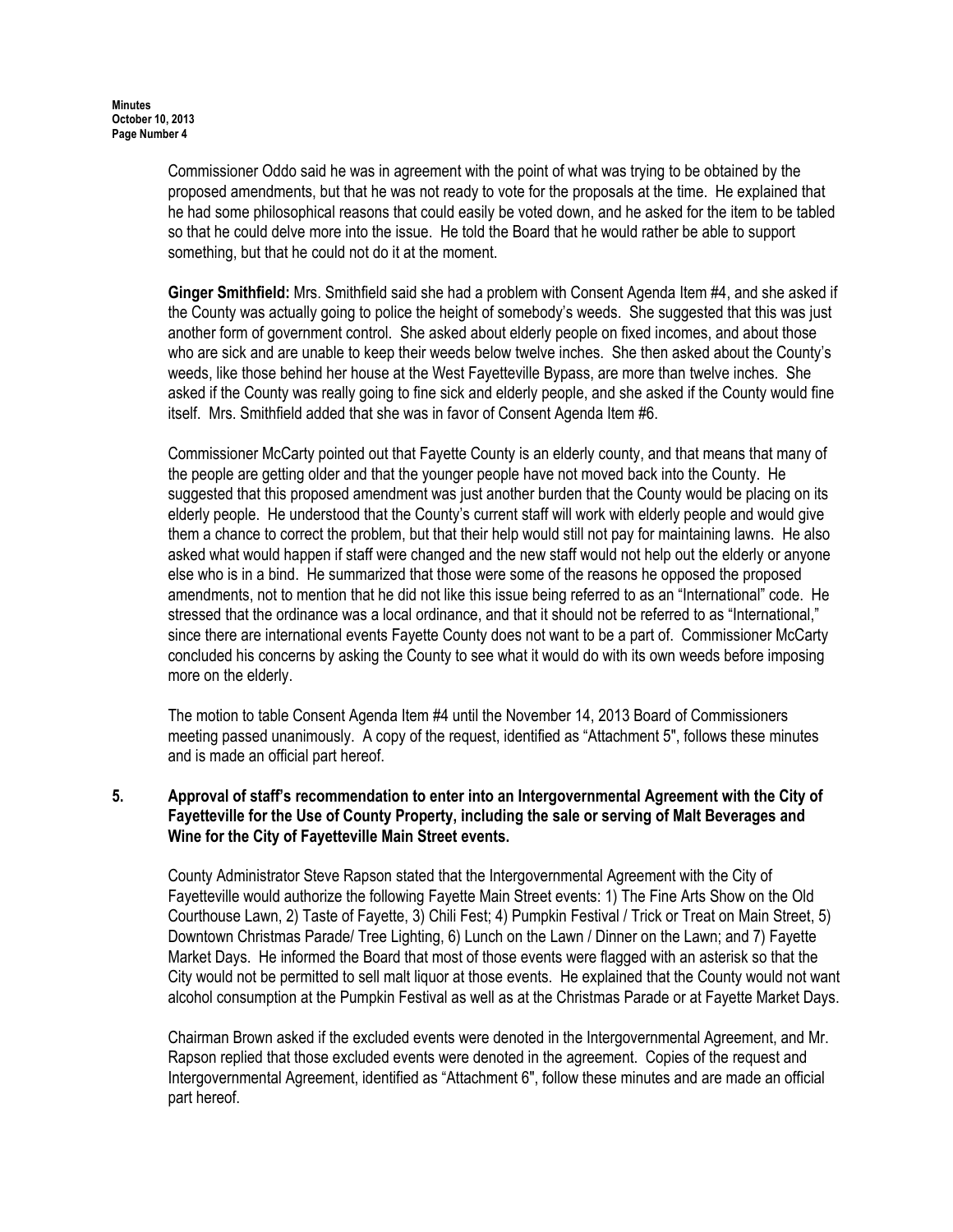Commissioner Oddo said he was in agreement with the point of what was trying to be obtained by the proposed amendments, but that he was not ready to vote for the proposals at the time. He explained that he had some philosophical reasons that could easily be voted down, and he asked for the item to be tabled so that he could delve more into the issue. He told the Board that he would rather be able to support something, but that he could not do it at the moment.

**Ginger Smithfield:** Mrs. Smithfield said she had a problem with Consent Agenda Item #4, and she asked if the County was actually going to police the height of somebody's weeds. She suggested that this was just another form of government control. She asked about elderly people on fixed incomes, and about those who are sick and are unable to keep their weeds below twelve inches. She then asked about the County's weeds, like those behind her house at the West Fayetteville Bypass, are more than twelve inches. She asked if the County was really going to fine sick and elderly people, and she asked if the County would fine itself. Mrs. Smithfield added that she was in favor of Consent Agenda Item #6.

Commissioner McCarty pointed out that Fayette County is an elderly county, and that means that many of the people are getting older and that the younger people have not moved back into the County. He suggested that this proposed amendment was just another burden that the County would be placing on its elderly people. He understood that the County's current staff will work with elderly people and would give them a chance to correct the problem, but that their help would still not pay for maintaining lawns. He also asked what would happen if staff were changed and the new staff would not help out the elderly or anyone else who is in a bind. He summarized that those were some of the reasons he opposed the proposed amendments, not to mention that he did not like this issue being referred to as an "International" code. He stressed that the ordinance was a local ordinance, and that it should not be referred to as "International," since there are international events Fayette County does not want to be a part of. Commissioner McCarty concluded his concerns by asking the County to see what it would do with its own weeds before imposing more on the elderly.

The motion to table Consent Agenda Item #4 until the November 14, 2013 Board of Commissioners meeting passed unanimously. A copy of the request, identified as "Attachment 5", follows these minutes and is made an official part hereof.

**5. Approval of staff's recommendation to enter into an Intergovernmental Agreement with the City of Fayetteville for the Use of County Property, including the sale or serving of Malt Beverages and Wine for the City of Fayetteville Main Street events.**

County Administrator Steve Rapson stated that the Intergovernmental Agreement with the City of Fayetteville would authorize the following Fayette Main Street events: 1) The Fine Arts Show on the Old Courthouse Lawn, 2) Taste of Fayette, 3) Chili Fest; 4) Pumpkin Festival / Trick or Treat on Main Street, 5) Downtown Christmas Parade/ Tree Lighting, 6) Lunch on the Lawn / Dinner on the Lawn; and 7) Fayette Market Days. He informed the Board that most of those events were flagged with an asterisk so that the City would not be permitted to sell malt liquor at those events. He explained that the County would not want alcohol consumption at the Pumpkin Festival as well as at the Christmas Parade or at Fayette Market Days.

Chairman Brown asked if the excluded events were denoted in the Intergovernmental Agreement, and Mr. Rapson replied that those excluded events were denoted in the agreement. Copies of the request and Intergovernmental Agreement, identified as "Attachment 6", follow these minutes and are made an official part hereof.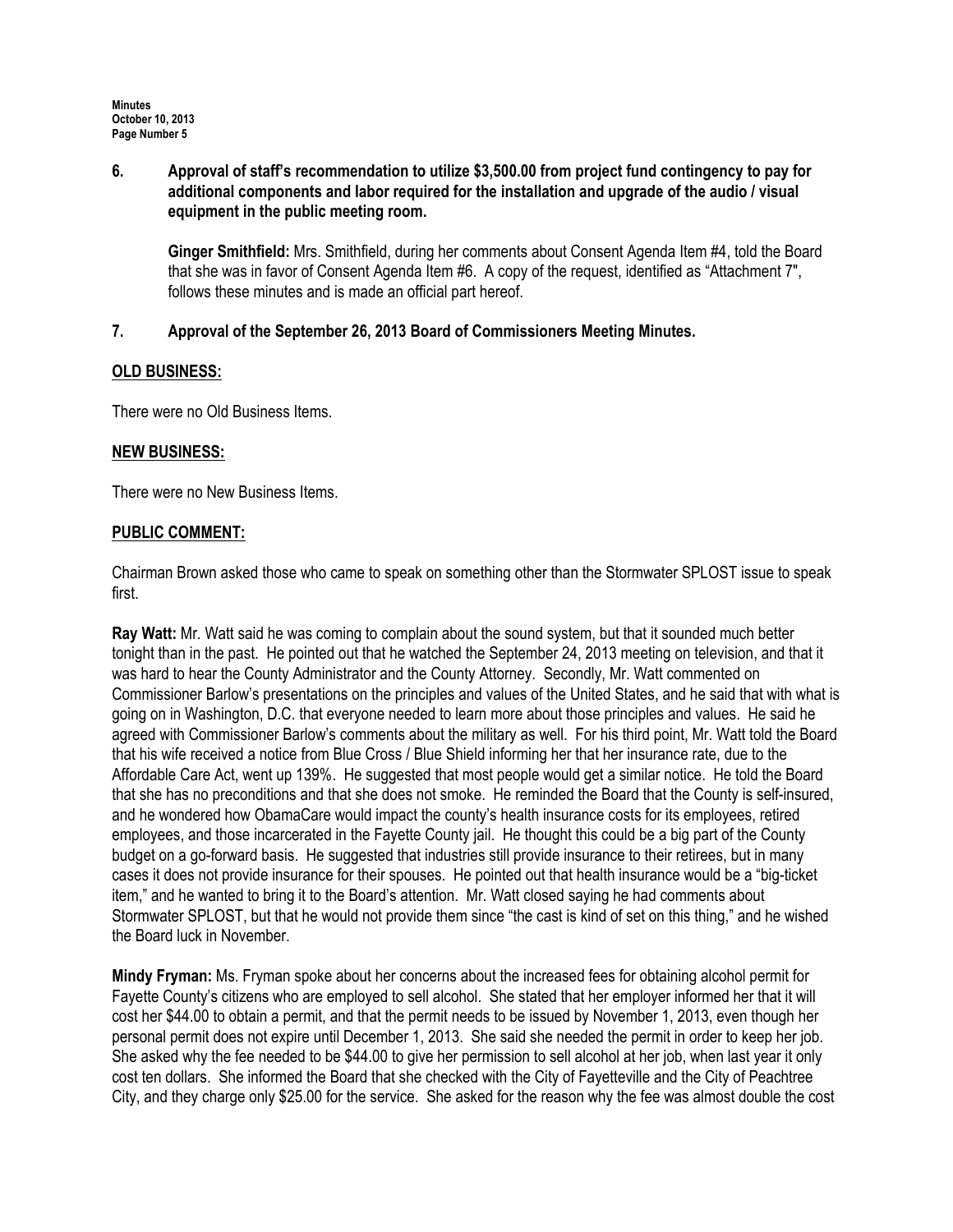**6. Approval of staff's recommendation to utilize $3,500.00 from project fund contingency to pay for additional components and labor required for the installation and upgrade of the audio / visual equipment in the public meeting room.**

**Ginger Smithfield:** Mrs. Smithfield, during her comments about Consent Agenda Item #4, told the Board that she was in favor of Consent Agenda Item #6. A copy of the request, identified as "Attachment 7", follows these minutes and is made an official part hereof.

**7. Approval of the September 26, 2013 Board of Commissioners Meeting Minutes.**

## OLD BUSINESS:

There were no Old Business Items.

## NEW BUSINESS:

There were no New Business Items.

## PUBLIC COMMENT:

Chairman Brown asked those who came to speak on something other than the Stormwater SPLOST issue to speak first.

**Ray Watt:** Mr. Watt said he was coming to complain about the sound system, but that it sounded much better tonight than in the past. He pointed out that he watched the September 24, 2013 meeting on television, and that it was hard to hear the County Administrator and the County Attorney. Secondly, Mr. Watt commented on Commissioner Barlow's presentations on the principles and values of the United States, and he said that with what is going on in Washington, D.C. that everyone needed to learn more about those principles and values. He said he agreed with Commissioner Barlow's comments about the military as well. For his third point, Mr. Watt told the Board that his wife received a notice from Blue Cross / Blue Shield informing her that her insurance rate, due to the Affordable Care Act, went up 139%. He suggested that most people would get a similar notice. He told the Board that she has no preconditions and that she does not smoke. He reminded the Board that the County is self-insured, and he wondered how ObamaCare would impact the county's health insurance costs for its employees, retired employees, and those incarcerated in the Fayette County jail. He thought this could be a big part of the County budget on a go-forward basis. He suggested that industries still provide insurance to their retirees, but in many cases it does not provide insurance for their spouses. He pointed out that health insurance would be a "big-ticket item," and he wanted to bring it to the Board's attention. Mr. Watt closed saying he had comments about Stormwater SPLOST, but that he would not provide them since "the cast is kind of set on this thing," and he wished the Board luck in November.

**Mindy Fryman:** Ms. Fryman spoke about her concerns about the increased fees for obtaining alcohol permit for Fayette County's citizens who are employed to sell alcohol. She stated that her employer informed her that it will cost her $44.00 to obtain a permit, and that the permit needs to be issued by November 1, 2013, even though her personal permit does not expire until December 1, 2013. She said she needed the permit in order to keep her job. She asked why the fee needed to be $44.00 to give her permission to sell alcohol at her job, when last year it only cost ten dollars. She informed the Board that she checked with the City of Fayetteville and the City of Peachtree City, and they charge only $25.00 for the service. She asked for the reason why the fee was almost double the cost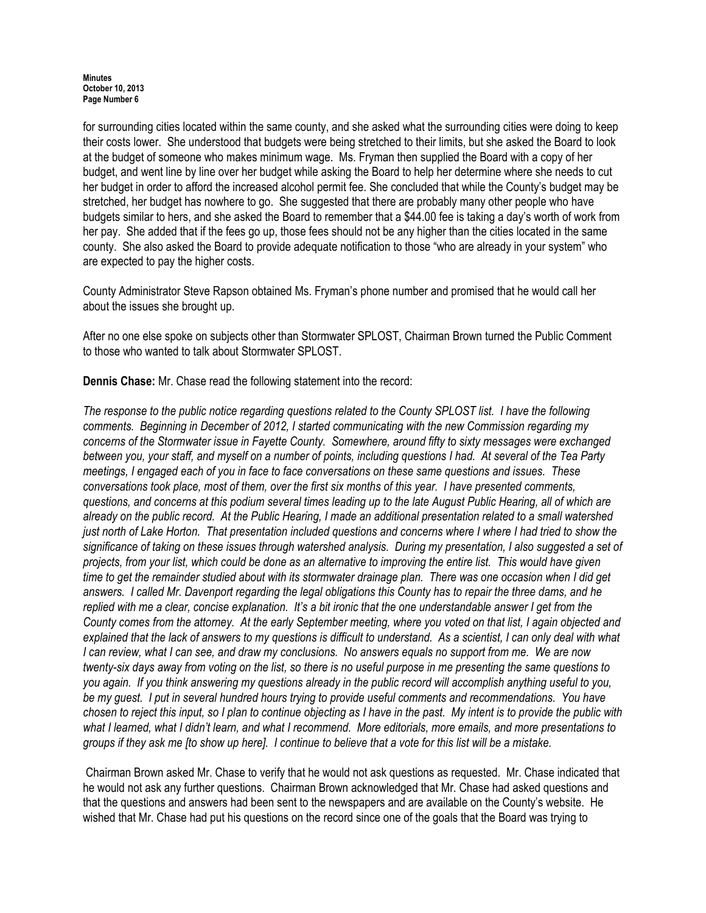for surrounding cities located within the same county, and she asked what the surrounding cities were doing to keep their costs lower. She understood that budgets were being stretched to their limits, but she asked the Board to look at the budget of someone who makes minimum wage. Ms. Fryman then supplied the Board with a copy of her budget, and went line by line over her budget while asking the Board to help her determine where she needs to cut her budget in order to afford the increased alcohol permit fee. She concluded that while the County's budget may be stretched, her budget has nowhere to go. She suggested that there are probably many other people who have budgets similar to hers, and she asked the Board to remember that a $44.00 fee is taking a day's worth of work from her pay. She added that if the fees go up, those fees should not be any higher than the cities located in the same county. She also asked the Board to provide adequate notification to those "who are already in your system" who are expected to pay the higher costs.

County Administrator Steve Rapson obtained Ms. Fryman's phone number and promised that he would call her about the issues she brought up.

After no one else spoke on subjects other than Stormwater SPLOST, Chairman Brown turned the Public Comment to those who wanted to talk about Stormwater SPLOST.

**Dennis Chase:** Mr. Chase read the following statement into the record:

*The response to the public notice regarding questions related to the County SPLOST list. I have the following comments. Beginning in December of 2012, I started communicating with the new Commission regarding my concerns of the Stormwater issue in Fayette County. Somewhere, around fifty to sixty messages were exchanged between you, your staff, and myself on a number of points, including questions I had. At several of the Tea Party meetings, I engaged each of you in face to face conversations on these same questions and issues. These conversations took place, most of them, over the first six months of this year. I have presented comments, questions, and concerns at this podium several times leading up to the late August Public Hearing, all of which are already on the public record. At the Public Hearing, I made an additional presentation related to a small watershed just north of Lake Horton. That presentation included questions and concerns where I where I had tried to show the significance of taking on these issues through watershed analysis. During my presentation, I also suggested a set of projects, from your list, which could be done as an alternative to improving the entire list. This would have given time to get the remainder studied about with its stormwater drainage plan. There was one occasion when I did get answers. I called Mr. Davenport regarding the legal obligations this County has to repair the three dams, and he replied with me a clear, concise explanation. It's a bit ironic that the one understandable answer I get from the County comes from the attorney. At the early September meeting, where you voted on that list, I again objected and explained that the lack of answers to my questions is difficult to understand. As a scientist, I can only deal with what I can review, what I can see, and draw my conclusions. No answers equals no support from me. We are now twenty-six days away from voting on the list, so there is no useful purpose in me presenting the same questions to you again. If you think answering my questions already in the public record will accomplish anything useful to you, be my guest. I put in several hundred hours trying to provide useful comments and recommendations. You have chosen to reject this input, so I plan to continue objecting as I have in the past. My intent is to provide the public with what I learned, what I didn't learn, and what I recommend. More editorials, more emails, and more presentations to groups if they ask me [to show up here]. I continue to believe that a vote for this list will be a mistake.*

Chairman Brown asked Mr. Chase to verify that he would not ask questions as requested. Mr. Chase indicated that he would not ask any further questions. Chairman Brown acknowledged that Mr. Chase had asked questions and that the questions and answers had been sent to the newspapers and are available on the County's website. He wished that Mr. Chase had put his questions on the record since one of the goals that the Board was trying to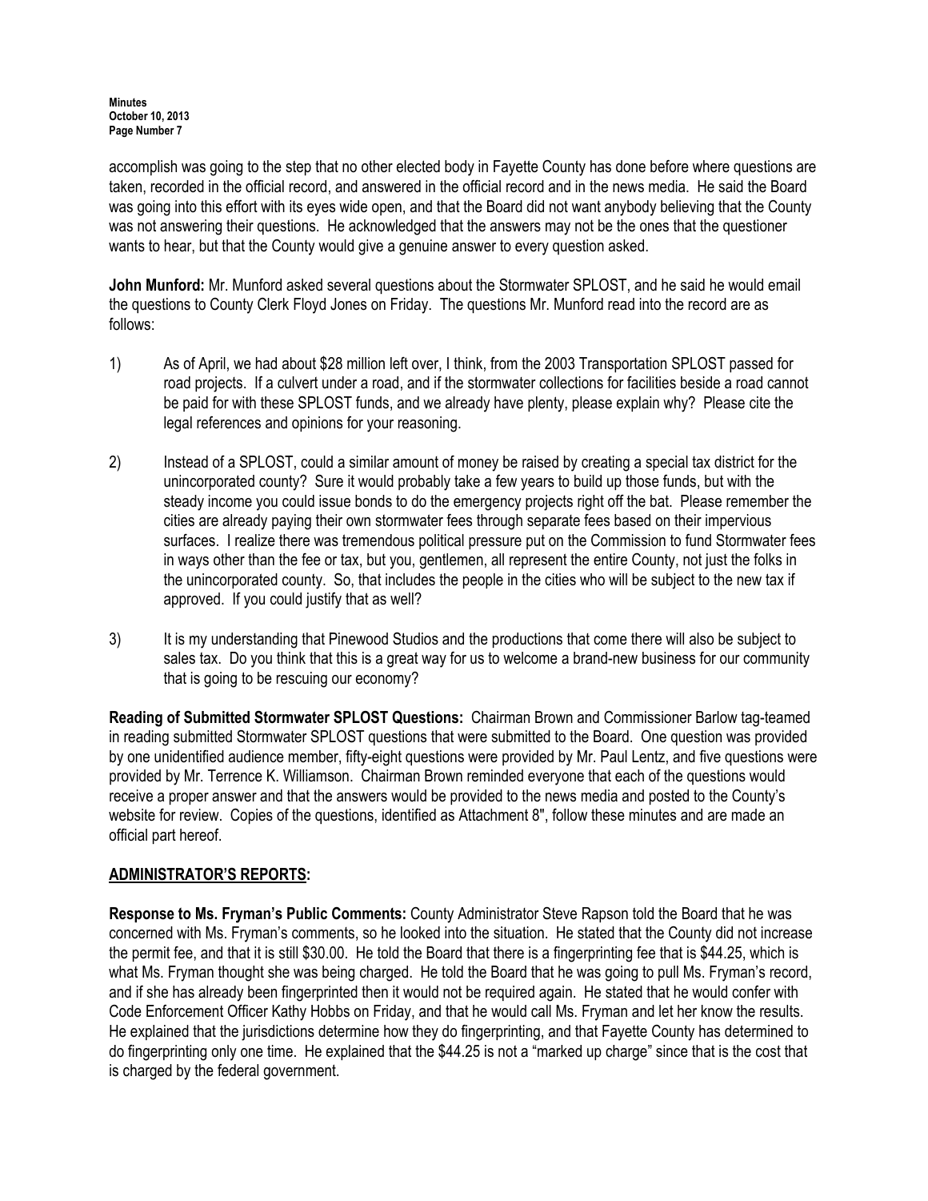accomplish was going to the step that no other elected body in Fayette County has done before where questions are taken, recorded in the official record, and answered in the official record and in the news media. He said the Board was going into this effort with its eyes wide open, and that the Board did not want anybody believing that the County was not answering their questions. He acknowledged that the answers may not be the ones that the questioner wants to hear, but that the County would give a genuine answer to every question asked.

**John Munford:** Mr. Munford asked several questions about the Stormwater SPLOST, and he said he would email the questions to County Clerk Floyd Jones on Friday. The questions Mr. Munford read into the record are as follows:

1) As of April, we had about $28 million left over, I think, from the 2003 Transportation SPLOST passed for road projects. If a culvert under a road, and if the stormwater collections for facilities beside a road cannot be paid for with these SPLOST funds, and we already have plenty, please explain why? Please cite the legal references and opinions for your reasoning.

2) Instead of a SPLOST, could a similar amount of money be raised by creating a special tax district for the unincorporated county? Sure it would probably take a few years to build up those funds, but with the steady income you could issue bonds to do the emergency projects right off the bat. Please remember the cities are already paying their own stormwater fees through separate fees based on their impervious surfaces. I realize there was tremendous political pressure put on the Commission to fund Stormwater fees in ways other than the fee or tax, but you, gentlemen, all represent the entire County, not just the folks in the unincorporated county. So, that includes the people in the cities who will be subject to the new tax if approved. If you could justify that as well?

3) It is my understanding that Pinewood Studios and the productions that come there will also be subject to sales tax. Do you think that this is a great way for us to welcome a brand-new business for our community that is going to be rescuing our economy?

**Reading of Submitted Stormwater SPLOST Questions:** Chairman Brown and Commissioner Barlow tag-teamed in reading submitted Stormwater SPLOST questions that were submitted to the Board. One question was provided by one unidentified audience member, fifty-eight questions were provided by Mr. Paul Lentz, and five questions were provided by Mr. Terrence K. Williamson. Chairman Brown reminded everyone that each of the questions would receive a proper answer and that the answers would be provided to the news media and posted to the County's website for review. Copies of the questions, identified as Attachment 8", follow these minutes and are made an official part hereof.

## ADMINISTRATOR'S REPORTS:

**Response to Ms. Fryman's Public Comments:** County Administrator Steve Rapson told the Board that he was concerned with Ms. Fryman's comments, so he looked into the situation. He stated that the County did not increase the permit fee, and that it is still $30.00. He told the Board that there is a fingerprinting fee that is $44.25, which is what Ms. Fryman thought she was being charged. He told the Board that he was going to pull Ms. Fryman's record, and if she has already been fingerprinted then it would not be required again. He stated that he would confer with Code Enforcement Officer Kathy Hobbs on Friday, and that he would call Ms. Fryman and let her know the results. He explained that the jurisdictions determine how they do fingerprinting, and that Fayette County has determined to do fingerprinting only one time. He explained that the $44.25 is not a "marked up charge" since that is the cost that is charged by the federal government.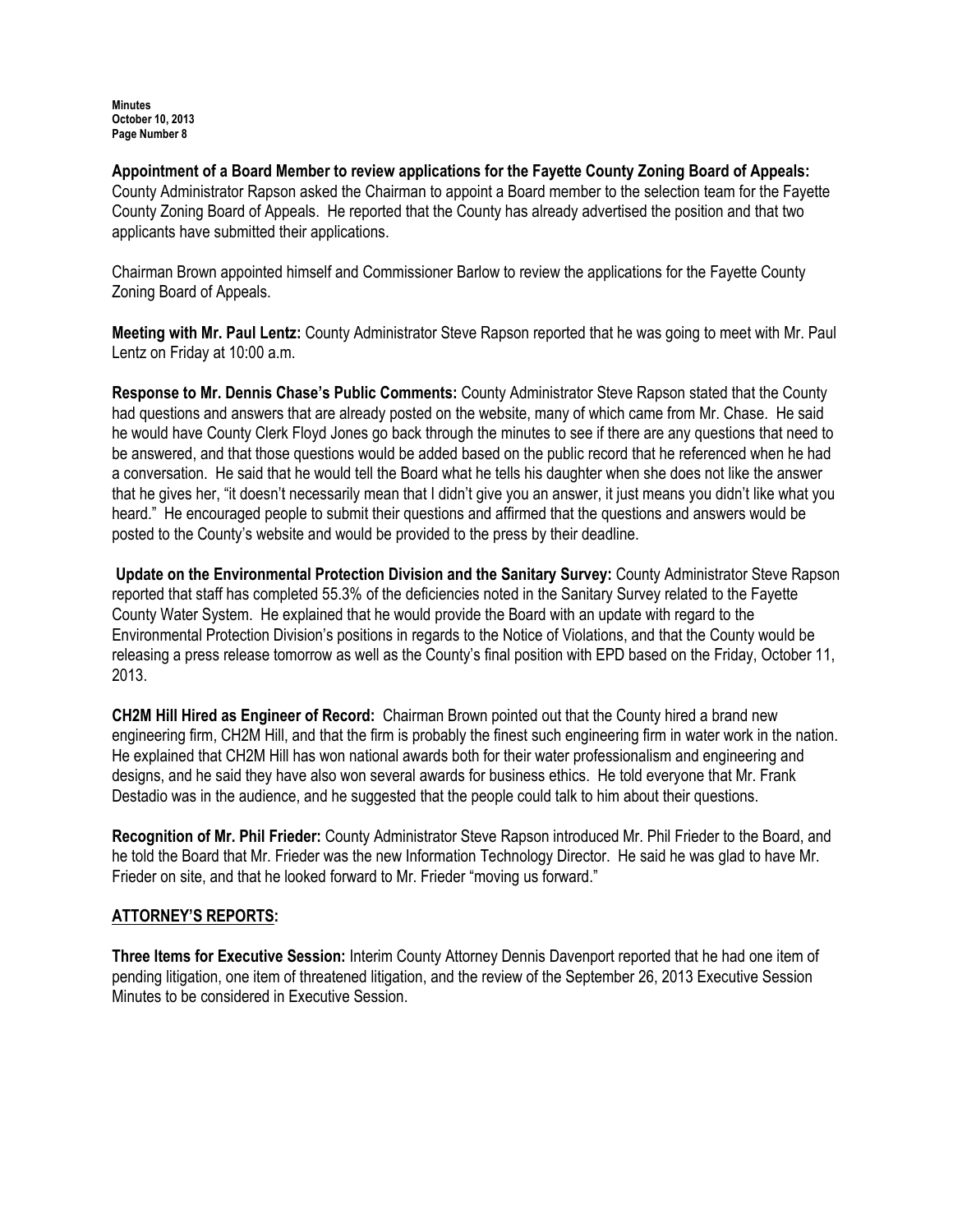**Appointment of a Board Member to review applications for the Fayette County Zoning Board of Appeals:** County Administrator Rapson asked the Chairman to appoint a Board member to the selection team for the Fayette County Zoning Board of Appeals. He reported that the County has already advertised the position and that two applicants have submitted their applications.

Chairman Brown appointed himself and Commissioner Barlow to review the applications for the Fayette County Zoning Board of Appeals.

**Meeting with Mr. Paul Lentz:** County Administrator Steve Rapson reported that he was going to meet with Mr. Paul Lentz on Friday at 10:00 a.m.

**Response to Mr. Dennis Chase's Public Comments:** County Administrator Steve Rapson stated that the County had questions and answers that are already posted on the website, many of which came from Mr. Chase. He said he would have County Clerk Floyd Jones go back through the minutes to see if there are any questions that need to be answered, and that those questions would be added based on the public record that he referenced when he had a conversation. He said that he would tell the Board what he tells his daughter when she does not like the answer that he gives her, "it doesn't necessarily mean that I didn't give you an answer, it just means you didn't like what you heard." He encouraged people to submit their questions and affirmed that the questions and answers would be posted to the County's website and would be provided to the press by their deadline.

**Update on the Environmental Protection Division and the Sanitary Survey:** County Administrator Steve Rapson reported that staff has completed 55.3% of the deficiencies noted in the Sanitary Survey related to the Fayette County Water System. He explained that he would provide the Board with an update with regard to the Environmental Protection Division's positions in regards to the Notice of Violations, and that the County would be releasing a press release tomorrow as well as the County's final position with EPD based on the Friday, October 11, 2013.

**CH2M Hill Hired as Engineer of Record:** Chairman Brown pointed out that the County hired a brand new engineering firm, CH2M Hill, and that the firm is probably the finest such engineering firm in water work in the nation. He explained that CH2M Hill has won national awards both for their water professionalism and engineering and designs, and he said they have also won several awards for business ethics. He told everyone that Mr. Frank Destadio was in the audience, and he suggested that the people could talk to him about their questions.

**Recognition of Mr. Phil Frieder:** County Administrator Steve Rapson introduced Mr. Phil Frieder to the Board, and he told the Board that Mr. Frieder was the new Information Technology Director. He said he was glad to have Mr. Frieder on site, and that he looked forward to Mr. Frieder "moving us forward."

## ATTORNEY'S REPORTS:

**Three Items for Executive Session:** Interim County Attorney Dennis Davenport reported that he had one item of pending litigation, one item of threatened litigation, and the review of the September 26, 2013 Executive Session Minutes to be considered in Executive Session.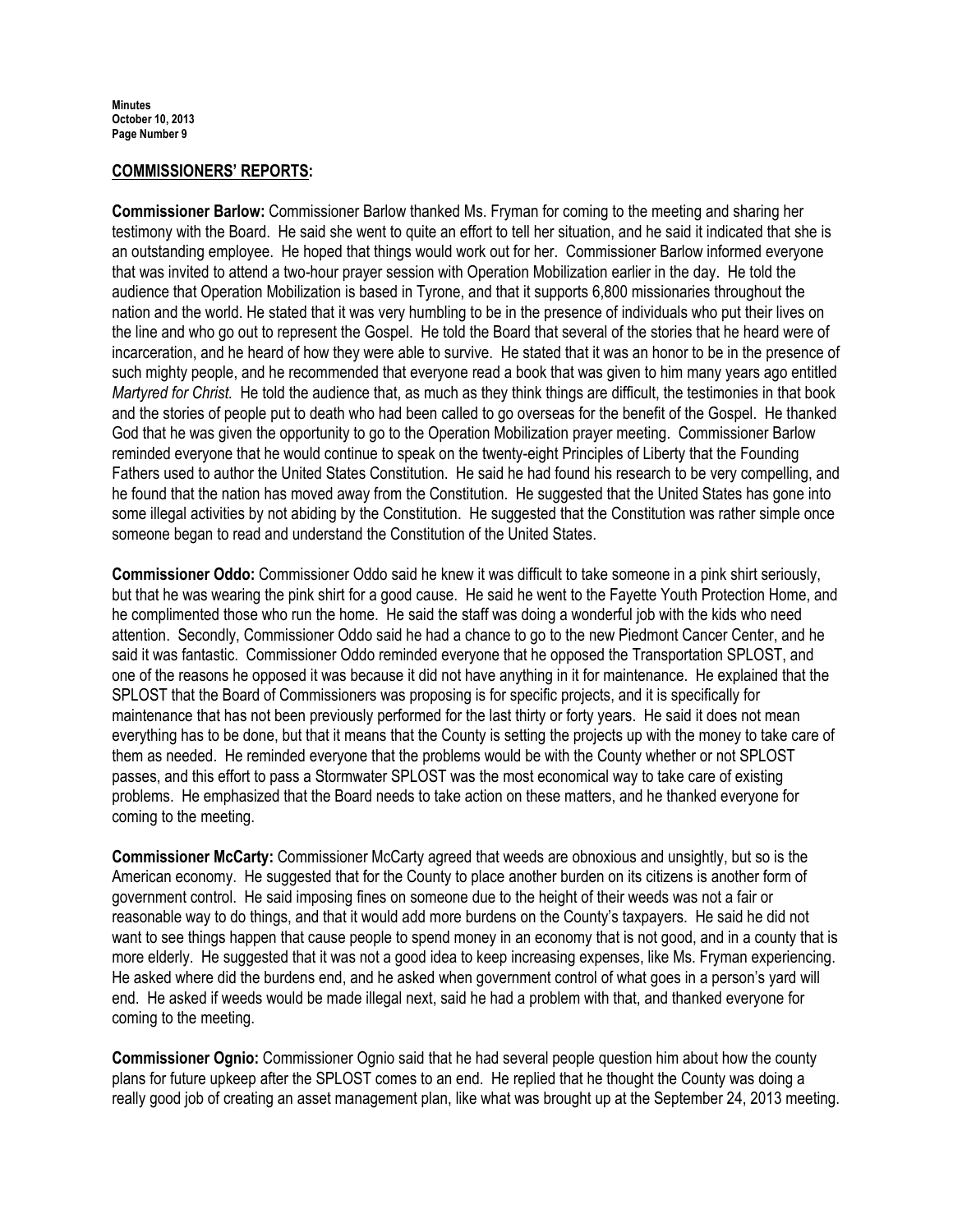**COMMISSIONERS' REPORTS:**

**Commissioner Barlow:** Commissioner Barlow thanked Ms. Fryman for coming to the meeting and sharing her testimony with the Board. He said she went to quite an effort to tell her situation, and he said it indicated that she is an outstanding employee. He hoped that things would work out for her. Commissioner Barlow informed everyone that was invited to attend a two-hour prayer session with Operation Mobilization earlier in the day. He told the audience that Operation Mobilization is based in Tyrone, and that it supports 6,800 missionaries throughout the nation and the world. He stated that it was very humbling to be in the presence of individuals who put their lives on the line and who go out to represent the Gospel. He told the Board that several of the stories that he heard were of incarceration, and he heard of how they were able to survive. He stated that it was an honor to be in the presence of such mighty people, and he recommended that everyone read a book that was given to him many years ago entitled *Martyred for Christ.* He told the audience that, as much as they think things are difficult, the testimonies in that book and the stories of people put to death who had been called to go overseas for the benefit of the Gospel. He thanked God that he was given the opportunity to go to the Operation Mobilization prayer meeting. Commissioner Barlow reminded everyone that he would continue to speak on the twenty-eight Principles of Liberty that the Founding Fathers used to author the United States Constitution. He said he had found his research to be very compelling, and he found that the nation has moved away from the Constitution. He suggested that the United States has gone into some illegal activities by not abiding by the Constitution. He suggested that the Constitution was rather simple once someone began to read and understand the Constitution of the United States.

**Commissioner Oddo:** Commissioner Oddo said he knew it was difficult to take someone in a pink shirt seriously, but that he was wearing the pink shirt for a good cause. He said he went to the Fayette Youth Protection Home, and he complimented those who run the home. He said the staff was doing a wonderful job with the kids who need attention. Secondly, Commissioner Oddo said he had a chance to go to the new Piedmont Cancer Center, and he said it was fantastic. Commissioner Oddo reminded everyone that he opposed the Transportation SPLOST, and one of the reasons he opposed it was because it did not have anything in it for maintenance. He explained that the SPLOST that the Board of Commissioners was proposing is for specific projects, and it is specifically for maintenance that has not been previously performed for the last thirty or forty years. He said it does not mean everything has to be done, but that it means that the County is setting the projects up with the money to take care of them as needed. He reminded everyone that the problems would be with the County whether or not SPLOST passes, and this effort to pass a Stormwater SPLOST was the most economical way to take care of existing problems. He emphasized that the Board needs to take action on these matters, and he thanked everyone for coming to the meeting.

**Commissioner McCarty:** Commissioner McCarty agreed that weeds are obnoxious and unsightly, but so is the American economy. He suggested that for the County to place another burden on its citizens is another form of government control. He said imposing fines on someone due to the height of their weeds was not a fair or reasonable way to do things, and that it would add more burdens on the County's taxpayers. He said he did not want to see things happen that cause people to spend money in an economy that is not good, and in a county that is more elderly. He suggested that it was not a good idea to keep increasing expenses, like Ms. Fryman experiencing. He asked where did the burdens end, and he asked when government control of what goes in a person's yard will end. He asked if weeds would be made illegal next, said he had a problem with that, and thanked everyone for coming to the meeting.

**Commissioner Ognio:** Commissioner Ognio said that he had several people question him about how the county plans for future upkeep after the SPLOST comes to an end. He replied that he thought the County was doing a really good job of creating an asset management plan, like what was brought up at the September 24, 2013 meeting.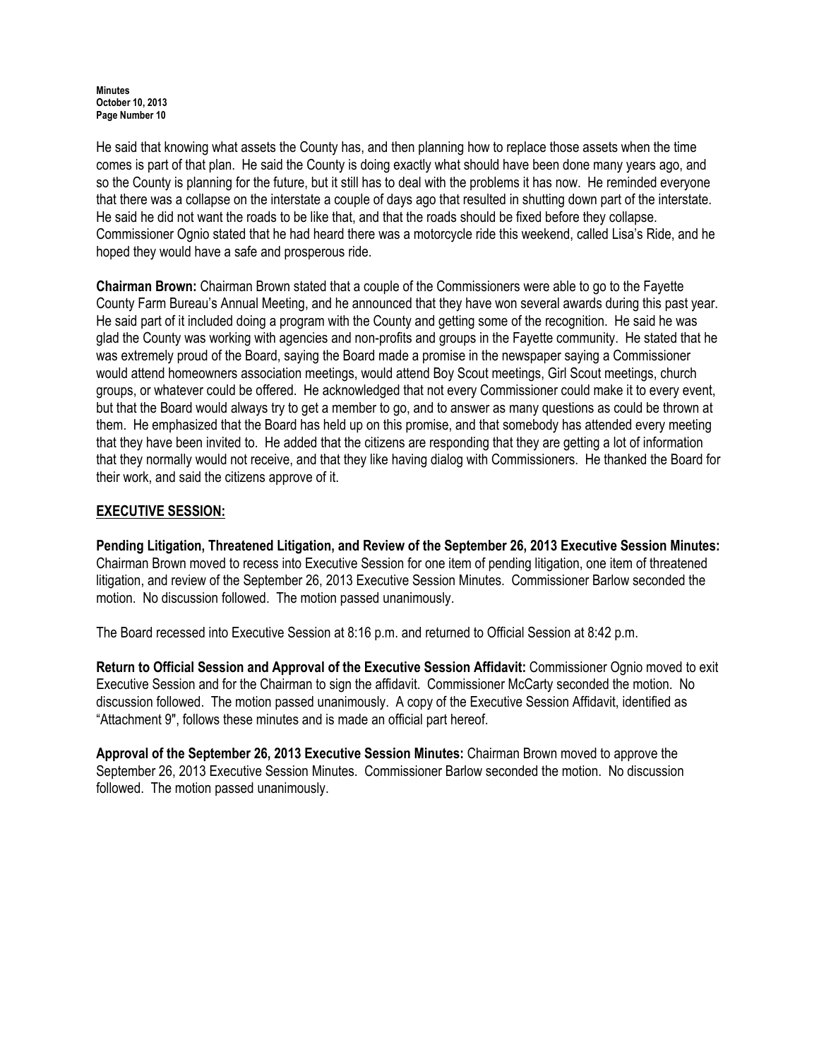He said that knowing what assets the County has, and then planning how to replace those assets when the time comes is part of that plan. He said the County is doing exactly what should have been done many years ago, and so the County is planning for the future, but it still has to deal with the problems it has now. He reminded everyone that there was a collapse on the interstate a couple of days ago that resulted in shutting down part of the interstate. He said he did not want the roads to be like that, and that the roads should be fixed before they collapse. Commissioner Ognio stated that he had heard there was a motorcycle ride this weekend, called Lisa's Ride, and he hoped they would have a safe and prosperous ride.

**Chairman Brown:** Chairman Brown stated that a couple of the Commissioners were able to go to the Fayette County Farm Bureau's Annual Meeting, and he announced that they have won several awards during this past year. He said part of it included doing a program with the County and getting some of the recognition. He said he was glad the County was working with agencies and non-profits and groups in the Fayette community. He stated that he was extremely proud of the Board, saying the Board made a promise in the newspaper saying a Commissioner would attend homeowners association meetings, would attend Boy Scout meetings, Girl Scout meetings, church groups, or whatever could be offered. He acknowledged that not every Commissioner could make it to every event, but that the Board would always try to get a member to go, and to answer as many questions as could be thrown at them. He emphasized that the Board has held up on this promise, and that somebody has attended every meeting that they have been invited to. He added that the citizens are responding that they are getting a lot of information that they normally would not receive, and that they like having dialog with Commissioners. He thanked the Board for their work, and said the citizens approve of it.

## EXECUTIVE SESSION:

**Pending Litigation, Threatened Litigation, and Review of the September 26, 2013 Executive Session Minutes:** Chairman Brown moved to recess into Executive Session for one item of pending litigation, one item of threatened litigation, and review of the September 26, 2013 Executive Session Minutes. Commissioner Barlow seconded the motion. No discussion followed. The motion passed unanimously.

The Board recessed into Executive Session at 8:16 p.m. and returned to Official Session at 8:42 p.m.

**Return to Official Session and Approval of the Executive Session Affidavit:** Commissioner Ognio moved to exit Executive Session and for the Chairman to sign the affidavit. Commissioner McCarty seconded the motion. No discussion followed. The motion passed unanimously. A copy of the Executive Session Affidavit, identified as "Attachment 9", follows these minutes and is made an official part hereof.

**Approval of the September 26, 2013 Executive Session Minutes:** Chairman Brown moved to approve the September 26, 2013 Executive Session Minutes. Commissioner Barlow seconded the motion. No discussion followed. The motion passed unanimously.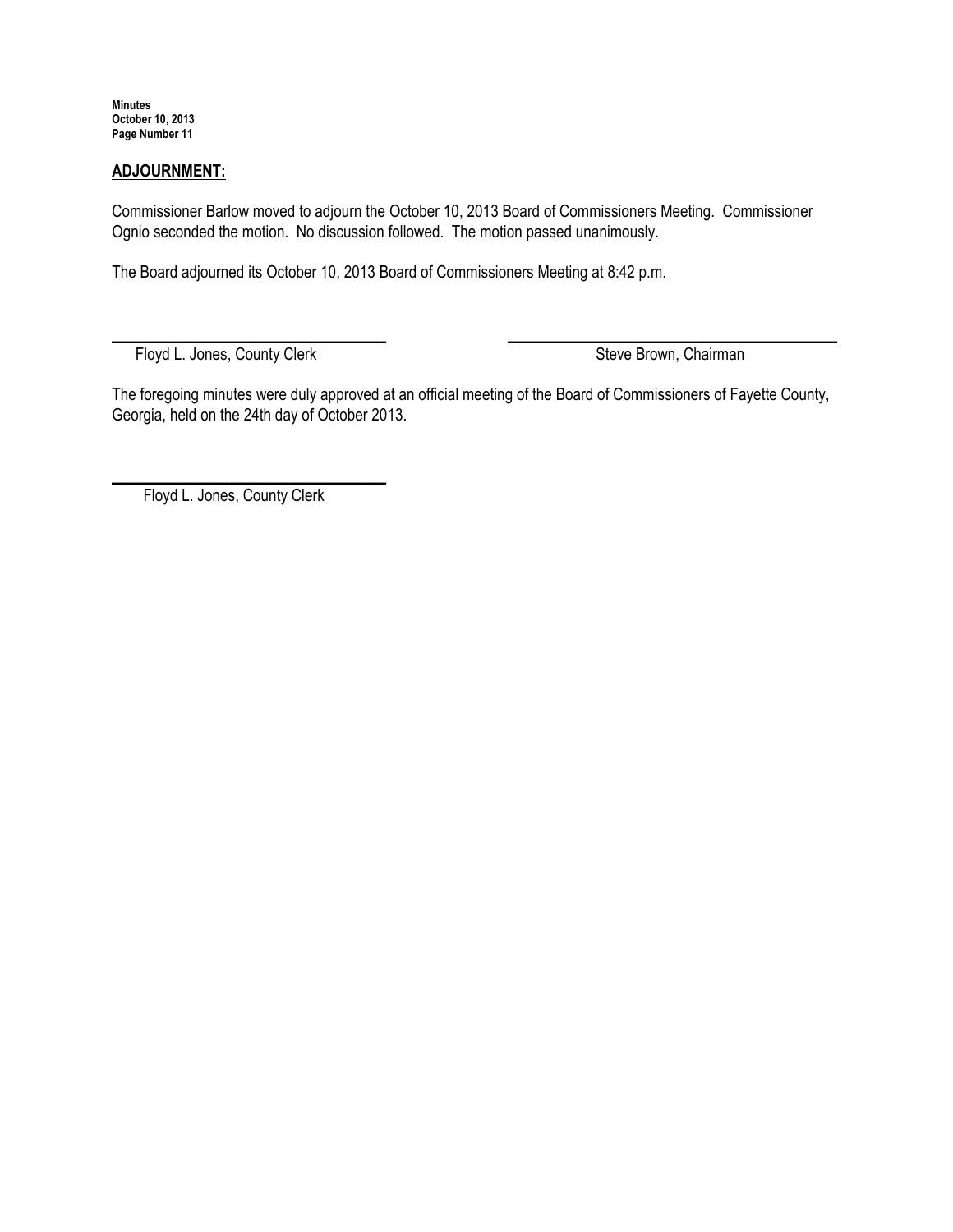## ADJOURNMENT:

Commissioner Barlow moved to adjourn the October 10, 2013 Board of Commissioners Meeting. Commissioner Ognio seconded the motion. No discussion followed. The motion passed unanimously.

The Board adjourned its October 10, 2013 Board of Commissioners Meeting at 8:42 p.m.

\_\_\_\_\_\_\_\_\_\_\_\_\_\_\_\_\_\_\_\_\_\_\_\_\_\_\_\_\_\_
Floyd L. Jones, County Clerk

\_\_\_\_\_\_\_\_\_\_\_\_\_\_\_\_\_\_\_\_\_\_\_\_\_\_\_\_\_\_
Steve Brown, Chairman

The foregoing minutes were duly approved at an official meeting of the Board of Commissioners of Fayette County, Georgia, held on the 24th day of October 2013.

\_\_\_\_\_\_\_\_\_\_\_\_\_\_\_\_\_\_\_\_\_\_\_\_\_\_\_\_\_\_
Floyd L. Jones, County Clerk